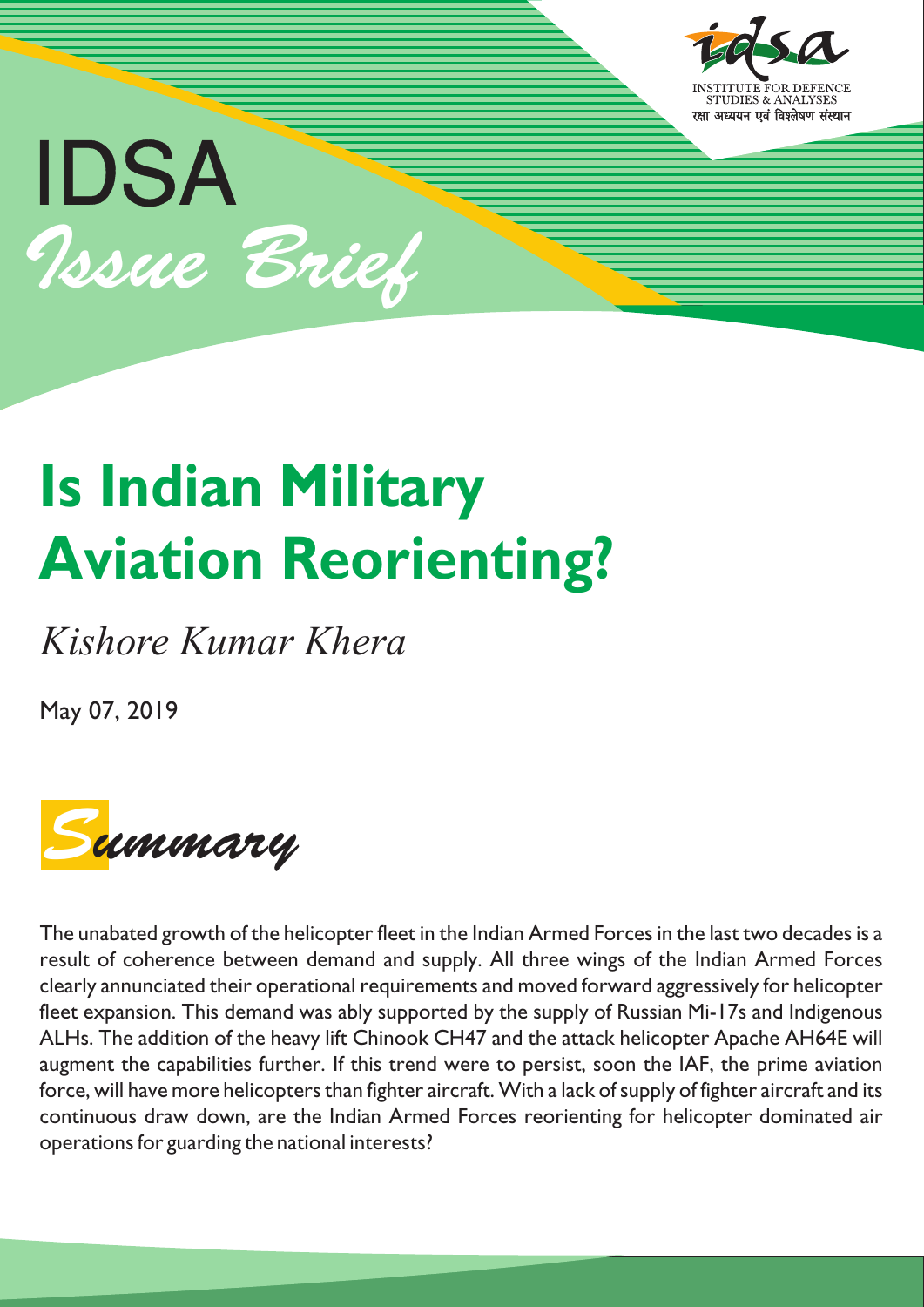IDSA

*Issue Brief*

INSTITUTE FOR DEFENCE STUDIES & ANALYSES

रक्षा अध्ययन एवं विश्लेषण संस्थान

# Is Indian Military Aviation Reorienting?

*Kishore Kumar Khera*

May 07, 2019

## *Summary*

The unabated growth of the helicopter fleet in the Indian Armed Forces in the last two decades is a result of coherence between demand and supply. All three wings of the Indian Armed Forces clearly annunciated their operational requirements and moved forward aggressively for helicopter fleet expansion. This demand was ably supported by the supply of Russian Mi-17s and Indigenous ALHs. The addition of the heavy lift Chinook CH47 and the attack helicopter Apache AH64E will augment the capabilities further. If this trend were to persist, soon the IAF, the prime aviation force, will have more helicopters than fighter aircraft. With a lack of supply of fighter aircraft and its continuous draw down, are the Indian Armed Forces reorienting for helicopter dominated air operations for guarding the national interests?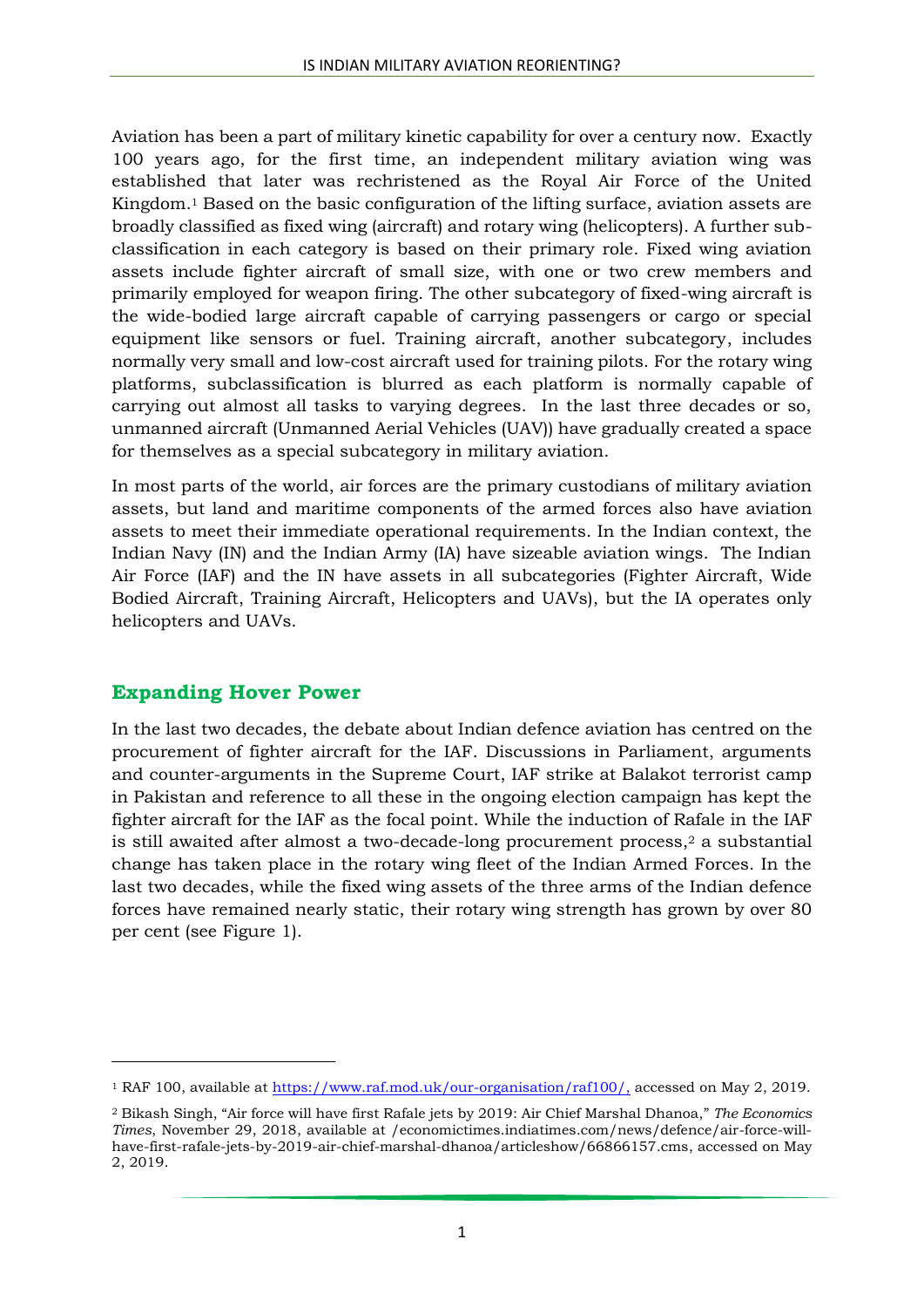Aviation has been a part of military kinetic capability for over a century now. Exactly 100 years ago, for the first time, an independent military aviation wing was established that later was rechristened as the Royal Air Force of the United Kingdom.[1] Based on the basic configuration of the lifting surface, aviation assets are broadly classified as fixed wing (aircraft) and rotary wing (helicopters). A further sub-classification in each category is based on their primary role. Fixed wing aviation assets include fighter aircraft of small size, with one or two crew members and primarily employed for weapon firing. The other subcategory of fixed-wing aircraft is the wide-bodied large aircraft capable of carrying passengers or cargo or special equipment like sensors or fuel. Training aircraft, another subcategory, includes normally very small and low-cost aircraft used for training pilots. For the rotary wing platforms, subclassification is blurred as each platform is normally capable of carrying out almost all tasks to varying degrees. In the last three decades or so, unmanned aircraft (Unmanned Aerial Vehicles (UAV)) have gradually created a space for themselves as a special subcategory in military aviation.

In most parts of the world, air forces are the primary custodians of military aviation assets, but land and maritime components of the armed forces also have aviation assets to meet their immediate operational requirements. In the Indian context, the Indian Navy (IN) and the Indian Army (IA) have sizeable aviation wings. The Indian Air Force (IAF) and the IN have assets in all subcategories (Fighter Aircraft, Wide Bodied Aircraft, Training Aircraft, Helicopters and UAVs), but the IA operates only helicopters and UAVs.

## Expanding Hover Power

In the last two decades, the debate about Indian defence aviation has centred on the procurement of fighter aircraft for the IAF. Discussions in Parliament, arguments and counter-arguments in the Supreme Court, IAF strike at Balakot terrorist camp in Pakistan and reference to all these in the ongoing election campaign has kept the fighter aircraft for the IAF as the focal point. While the induction of Rafale in the IAF is still awaited after almost a two-decade-long procurement process,[2] a substantial change has taken place in the rotary wing fleet of the Indian Armed Forces. In the last two decades, while the fixed wing assets of the three arms of the Indian defence forces have remained nearly static, their rotary wing strength has grown by over 80 per cent (see Figure 1).

---

[1] RAF 100, available at https://www.raf.mod.uk/our-organisation/raf100/, accessed on May 2, 2019.

[2] Bikash Singh, "Air force will have first Rafale jets by 2019: Air Chief Marshal Dhanoa," *The Economics Times*, November 29, 2018, available at /economictimes.indiatimes.com/news/defence/air-force-will-have-first-rafale-jets-by-2019-air-chief-marshal-dhanoa/articleshow/66866157.cms, accessed on May 2, 2019.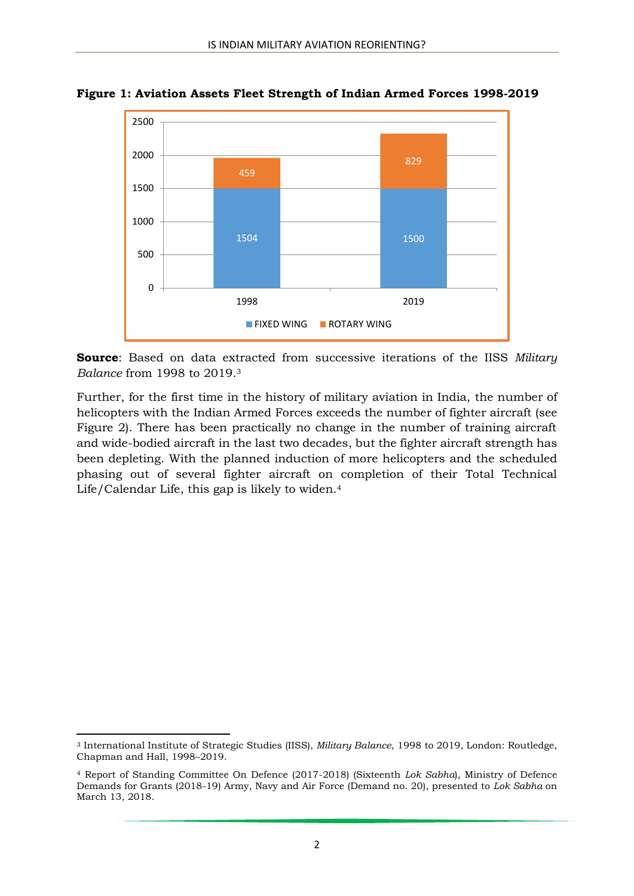**Figure 1: Aviation Assets Fleet Strength of Indian Armed Forces 1998-2019**

| Year | FIXED WING | ROTARY WING |
|---|---|---|
| 1998 | 1504 | 459 |
| 2019 | 1500 | 829 |

**Source**: Based on data extracted from successive iterations of the IISS *Military Balance* from 1998 to 2019.[3]

Further, for the first time in the history of military aviation in India, the number of helicopters with the Indian Armed Forces exceeds the number of fighter aircraft (see Figure 2). There has been practically no change in the number of training aircraft and wide-bodied aircraft in the last two decades, but the fighter aircraft strength has been depleting. With the planned induction of more helicopters and the scheduled phasing out of several fighter aircraft on completion of their Total Technical Life/Calendar Life, this gap is likely to widen.[4]

---

[3] International Institute of Strategic Studies (IISS), *Military Balance*, 1998 to 2019, London: Routledge, Chapman and Hall, 1998–2019.

[4] Report of Standing Committee On Defence (2017-2018) (Sixteenth *Lok Sabha*), Ministry of Defence Demands for Grants (2018-19) Army, Navy and Air Force (Demand no. 20), presented to *Lok Sabha* on March 13, 2018.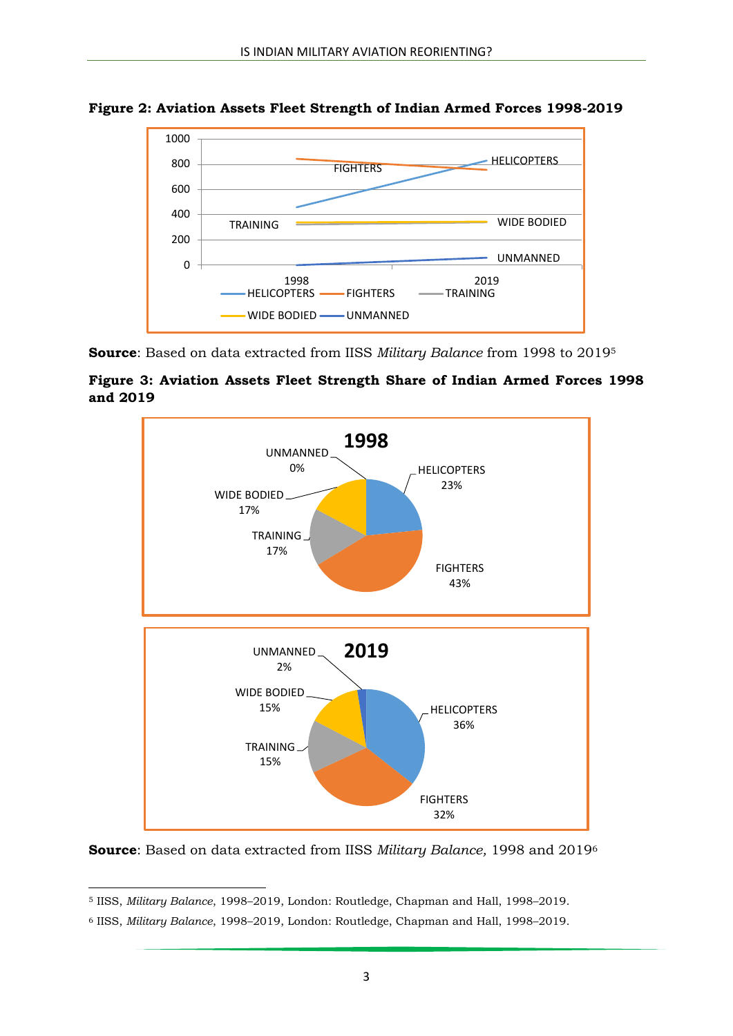**Figure 2: Aviation Assets Fleet Strength of Indian Armed Forces 1998-2019**

**Source**: Based on data extracted from IISS *Military Balance* from 1998 to 2019[5]

**Figure 3: Aviation Assets Fleet Strength Share of Indian Armed Forces 1998 and 2019**

**Source**: Based on data extracted from IISS *Military Balance,* 1998 and 2019[6]

---

[5] IISS, *Military Balance*, 1998–2019, London: Routledge, Chapman and Hall, 1998–2019.

[6] IISS, *Military Balance*, 1998–2019, London: Routledge, Chapman and Hall, 1998–2019.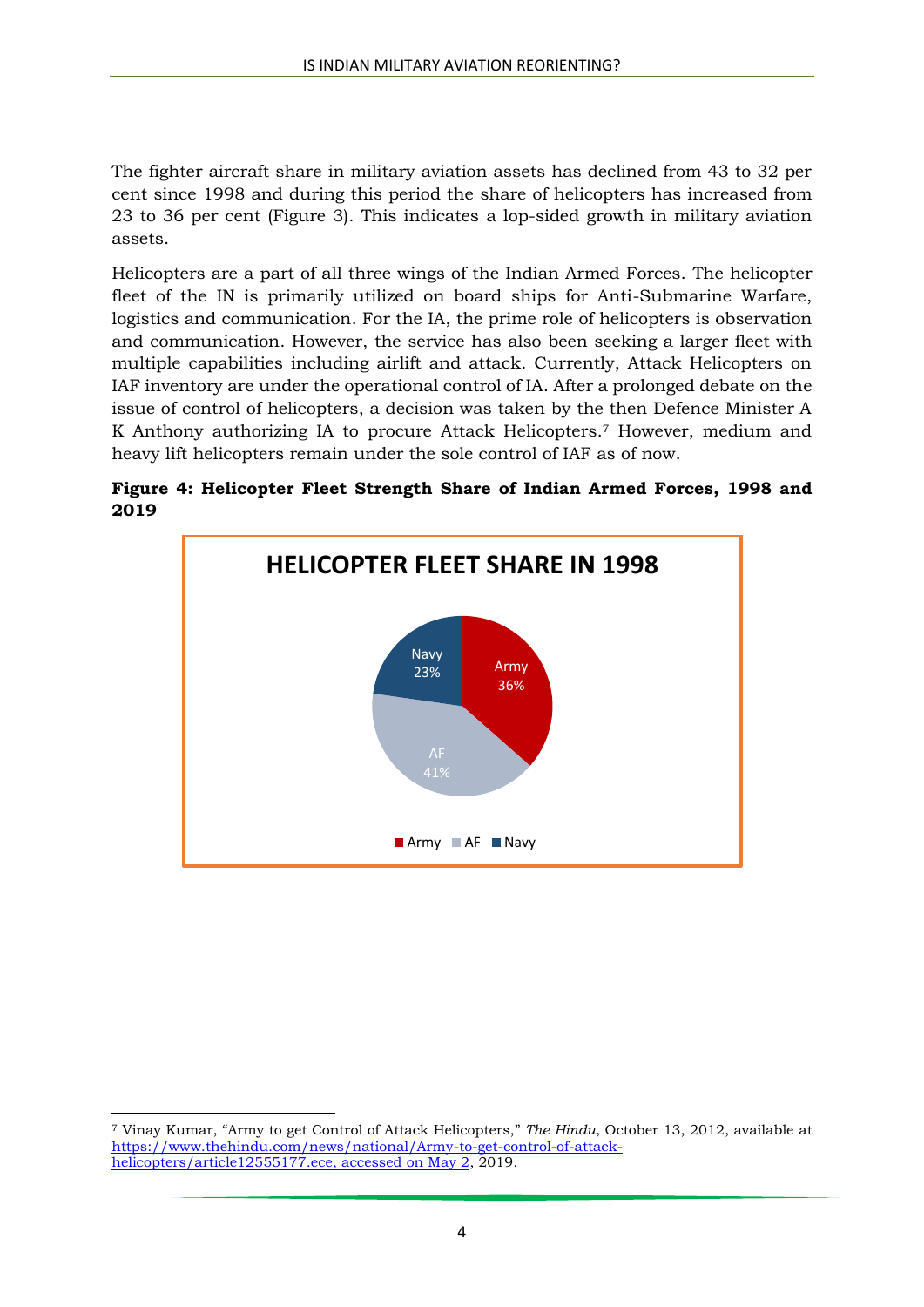The fighter aircraft share in military aviation assets has declined from 43 to 32 per cent since 1998 and during this period the share of helicopters has increased from 23 to 36 per cent (Figure 3). This indicates a lop-sided growth in military aviation assets.

Helicopters are a part of all three wings of the Indian Armed Forces. The helicopter fleet of the IN is primarily utilized on board ships for Anti-Submarine Warfare, logistics and communication. For the IA, the prime role of helicopters is observation and communication. However, the service has also been seeking a larger fleet with multiple capabilities including airlift and attack. Currently, Attack Helicopters on IAF inventory are under the operational control of IA. After a prolonged debate on the issue of control of helicopters, a decision was taken by the then Defence Minister A K Anthony authorizing IA to procure Attack Helicopters.[7] However, medium and heavy lift helicopters remain under the sole control of IAF as of now.

**Figure 4: Helicopter Fleet Strength Share of Indian Armed Forces, 1998 and 2019**

**HELICOPTER FLEET SHARE IN 1998**

| Service | Share |
| --- | --- |
| Army | 36% |
| AF | 41% |
| Navy | 23% |

---

[7] Vinay Kumar, "Army to get Control of Attack Helicopters," *The Hindu*, October 13, 2012, available at https://www.thehindu.com/news/national/Army-to-get-control-of-attack-helicopters/article12555177.ece, accessed on May 2, 2019.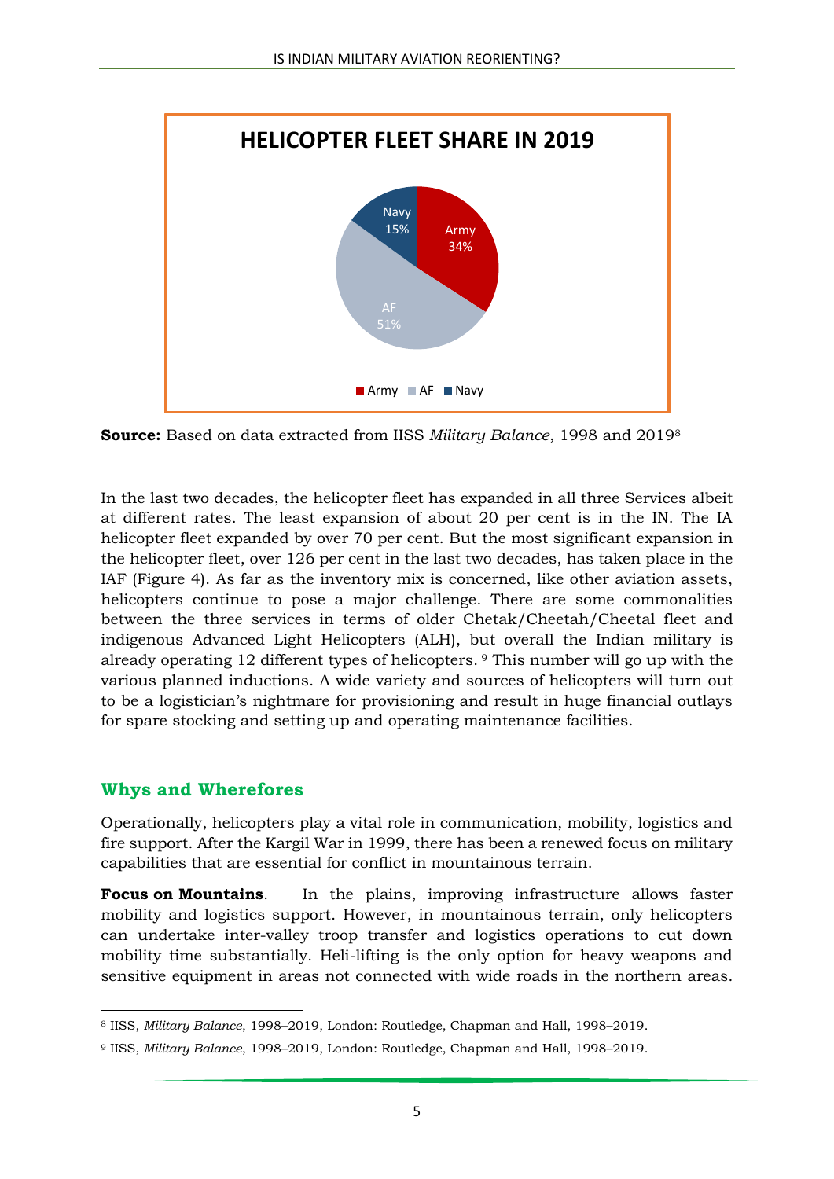**HELICOPTER FLEET SHARE IN 2019**

| Service | Share |
|---|---|
| Army | 34% |
| AF | 51% |
| Navy | 15% |

**Source:** Based on data extracted from IISS *Military Balance*, 1998 and 2019[8]

In the last two decades, the helicopter fleet has expanded in all three Services albeit at different rates. The least expansion of about 20 per cent is in the IN. The IA helicopter fleet expanded by over 70 per cent. But the most significant expansion in the helicopter fleet, over 126 per cent in the last two decades, has taken place in the IAF (Figure 4). As far as the inventory mix is concerned, like other aviation assets, helicopters continue to pose a major challenge. There are some commonalities between the three services in terms of older Chetak/Cheetah/Cheetal fleet and indigenous Advanced Light Helicopters (ALH), but overall the Indian military is already operating 12 different types of helicopters. [9] This number will go up with the various planned inductions. A wide variety and sources of helicopters will turn out to be a logistician's nightmare for provisioning and result in huge financial outlays for spare stocking and setting up and operating maintenance facilities.

## Whys and Wherefores

Operationally, helicopters play a vital role in communication, mobility, logistics and fire support. After the Kargil War in 1999, there has been a renewed focus on military capabilities that are essential for conflict in mountainous terrain.

**Focus on Mountains**. In the plains, improving infrastructure allows faster mobility and logistics support. However, in mountainous terrain, only helicopters can undertake inter-valley troop transfer and logistics operations to cut down mobility time substantially. Heli-lifting is the only option for heavy weapons and sensitive equipment in areas not connected with wide roads in the northern areas.

---

[8] IISS, *Military Balance*, 1998–2019, London: Routledge, Chapman and Hall, 1998–2019.

[9] IISS, *Military Balance*, 1998–2019, London: Routledge, Chapman and Hall, 1998–2019.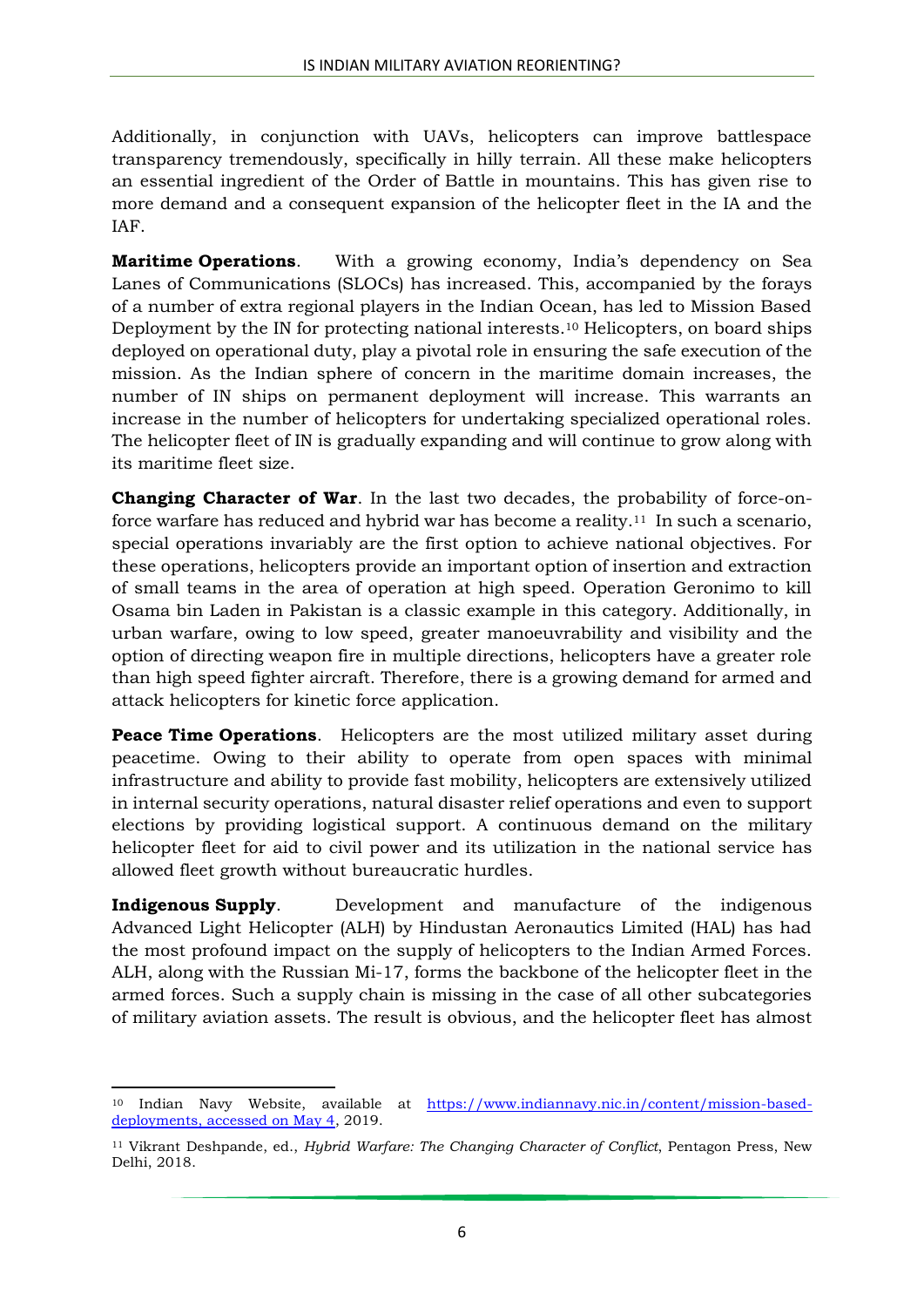Additionally, in conjunction with UAVs, helicopters can improve battlespace transparency tremendously, specifically in hilly terrain. All these make helicopters an essential ingredient of the Order of Battle in mountains. This has given rise to more demand and a consequent expansion of the helicopter fleet in the IA and the IAF.

**Maritime Operations**. With a growing economy, India's dependency on Sea Lanes of Communications (SLOCs) has increased. This, accompanied by the forays of a number of extra regional players in the Indian Ocean, has led to Mission Based Deployment by the IN for protecting national interests.[10] Helicopters, on board ships deployed on operational duty, play a pivotal role in ensuring the safe execution of the mission. As the Indian sphere of concern in the maritime domain increases, the number of IN ships on permanent deployment will increase. This warrants an increase in the number of helicopters for undertaking specialized operational roles. The helicopter fleet of IN is gradually expanding and will continue to grow along with its maritime fleet size.

**Changing Character of War**. In the last two decades, the probability of force-on-force warfare has reduced and hybrid war has become a reality.[11] In such a scenario, special operations invariably are the first option to achieve national objectives. For these operations, helicopters provide an important option of insertion and extraction of small teams in the area of operation at high speed. Operation Geronimo to kill Osama bin Laden in Pakistan is a classic example in this category. Additionally, in urban warfare, owing to low speed, greater manoeuvrability and visibility and the option of directing weapon fire in multiple directions, helicopters have a greater role than high speed fighter aircraft. Therefore, there is a growing demand for armed and attack helicopters for kinetic force application.

**Peace Time Operations**. Helicopters are the most utilized military asset during peacetime. Owing to their ability to operate from open spaces with minimal infrastructure and ability to provide fast mobility, helicopters are extensively utilized in internal security operations, natural disaster relief operations and even to support elections by providing logistical support. A continuous demand on the military helicopter fleet for aid to civil power and its utilization in the national service has allowed fleet growth without bureaucratic hurdles.

**Indigenous Supply**. Development and manufacture of the indigenous Advanced Light Helicopter (ALH) by Hindustan Aeronautics Limited (HAL) has had the most profound impact on the supply of helicopters to the Indian Armed Forces. ALH, along with the Russian Mi-17, forms the backbone of the helicopter fleet in the armed forces. Such a supply chain is missing in the case of all other subcategories of military aviation assets. The result is obvious, and the helicopter fleet has almost

---

[10] Indian Navy Website, available at https://www.indiannavy.nic.in/content/mission-based-deployments, accessed on May 4, 2019.

[11] Vikrant Deshpande, ed., *Hybrid Warfare: The Changing Character of Conflict*, Pentagon Press, New Delhi, 2018.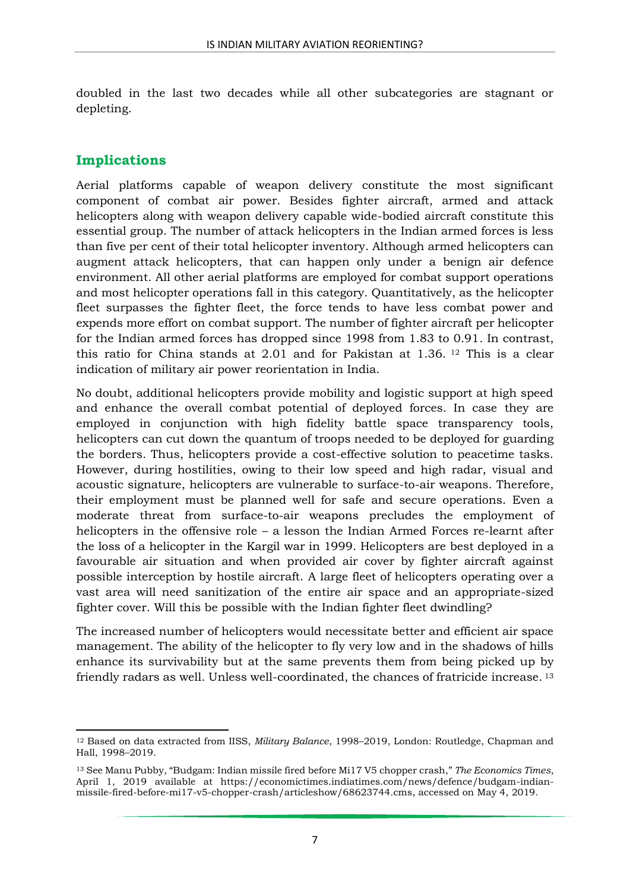doubled in the last two decades while all other subcategories are stagnant or depleting.

## Implications

Aerial platforms capable of weapon delivery constitute the most significant component of combat air power. Besides fighter aircraft, armed and attack helicopters along with weapon delivery capable wide-bodied aircraft constitute this essential group. The number of attack helicopters in the Indian armed forces is less than five per cent of their total helicopter inventory. Although armed helicopters can augment attack helicopters, that can happen only under a benign air defence environment. All other aerial platforms are employed for combat support operations and most helicopter operations fall in this category. Quantitatively, as the helicopter fleet surpasses the fighter fleet, the force tends to have less combat power and expends more effort on combat support. The number of fighter aircraft per helicopter for the Indian armed forces has dropped since 1998 from 1.83 to 0.91. In contrast, this ratio for China stands at 2.01 and for Pakistan at 1.36. [12] This is a clear indication of military air power reorientation in India.

No doubt, additional helicopters provide mobility and logistic support at high speed and enhance the overall combat potential of deployed forces. In case they are employed in conjunction with high fidelity battle space transparency tools, helicopters can cut down the quantum of troops needed to be deployed for guarding the borders. Thus, helicopters provide a cost-effective solution to peacetime tasks. However, during hostilities, owing to their low speed and high radar, visual and acoustic signature, helicopters are vulnerable to surface-to-air weapons. Therefore, their employment must be planned well for safe and secure operations. Even a moderate threat from surface-to-air weapons precludes the employment of helicopters in the offensive role – a lesson the Indian Armed Forces re-learnt after the loss of a helicopter in the Kargil war in 1999. Helicopters are best deployed in a favourable air situation and when provided air cover by fighter aircraft against possible interception by hostile aircraft. A large fleet of helicopters operating over a vast area will need sanitization of the entire air space and an appropriate-sized fighter cover. Will this be possible with the Indian fighter fleet dwindling?

The increased number of helicopters would necessitate better and efficient air space management. The ability of the helicopter to fly very low and in the shadows of hills enhance its survivability but at the same prevents them from being picked up by friendly radars as well. Unless well-coordinated, the chances of fratricide increase. [13]

---

[12] Based on data extracted from IISS, *Military Balance*, 1998–2019, London: Routledge, Chapman and Hall, 1998–2019.

[13] See Manu Pubby, "Budgam: Indian missile fired before Mi17 V5 chopper crash," *The Economics Times*, April 1, 2019 available at https://economictimes.indiatimes.com/news/defence/budgam-indian-missile-fired-before-mi17-v5-chopper-crash/articleshow/68623744.cms, accessed on May 4, 2019.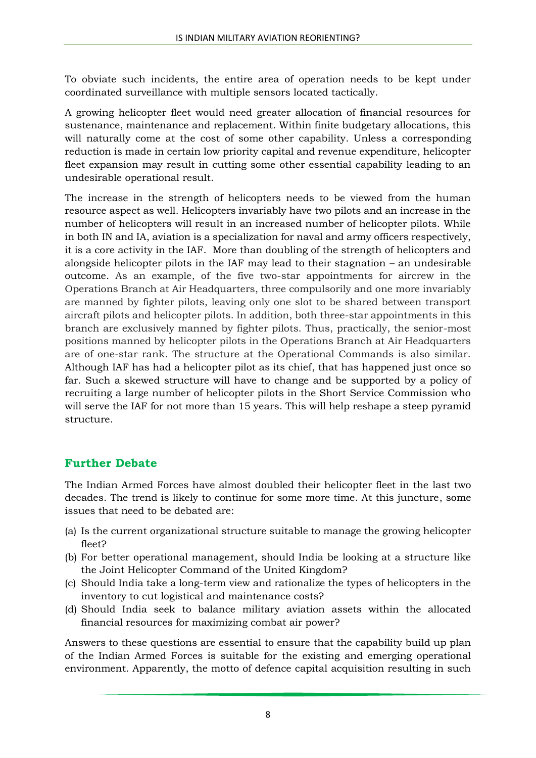To obviate such incidents, the entire area of operation needs to be kept under coordinated surveillance with multiple sensors located tactically.

A growing helicopter fleet would need greater allocation of financial resources for sustenance, maintenance and replacement. Within finite budgetary allocations, this will naturally come at the cost of some other capability. Unless a corresponding reduction is made in certain low priority capital and revenue expenditure, helicopter fleet expansion may result in cutting some other essential capability leading to an undesirable operational result.

The increase in the strength of helicopters needs to be viewed from the human resource aspect as well. Helicopters invariably have two pilots and an increase in the number of helicopters will result in an increased number of helicopter pilots. While in both IN and IA, aviation is a specialization for naval and army officers respectively, it is a core activity in the IAF. More than doubling of the strength of helicopters and alongside helicopter pilots in the IAF may lead to their stagnation – an undesirable outcome. As an example, of the five two-star appointments for aircrew in the Operations Branch at Air Headquarters, three compulsorily and one more invariably are manned by fighter pilots, leaving only one slot to be shared between transport aircraft pilots and helicopter pilots. In addition, both three-star appointments in this branch are exclusively manned by fighter pilots. Thus, practically, the senior-most positions manned by helicopter pilots in the Operations Branch at Air Headquarters are of one-star rank. The structure at the Operational Commands is also similar. Although IAF has had a helicopter pilot as its chief, that has happened just once so far. Such a skewed structure will have to change and be supported by a policy of recruiting a large number of helicopter pilots in the Short Service Commission who will serve the IAF for not more than 15 years. This will help reshape a steep pyramid structure.

## Further Debate

The Indian Armed Forces have almost doubled their helicopter fleet in the last two decades. The trend is likely to continue for some more time. At this juncture, some issues that need to be debated are:

(a) Is the current organizational structure suitable to manage the growing helicopter fleet?
(b) For better operational management, should India be looking at a structure like the Joint Helicopter Command of the United Kingdom?
(c) Should India take a long-term view and rationalize the types of helicopters in the inventory to cut logistical and maintenance costs?
(d) Should India seek to balance military aviation assets within the allocated financial resources for maximizing combat air power?

Answers to these questions are essential to ensure that the capability build up plan of the Indian Armed Forces is suitable for the existing and emerging operational environment. Apparently, the motto of defence capital acquisition resulting in such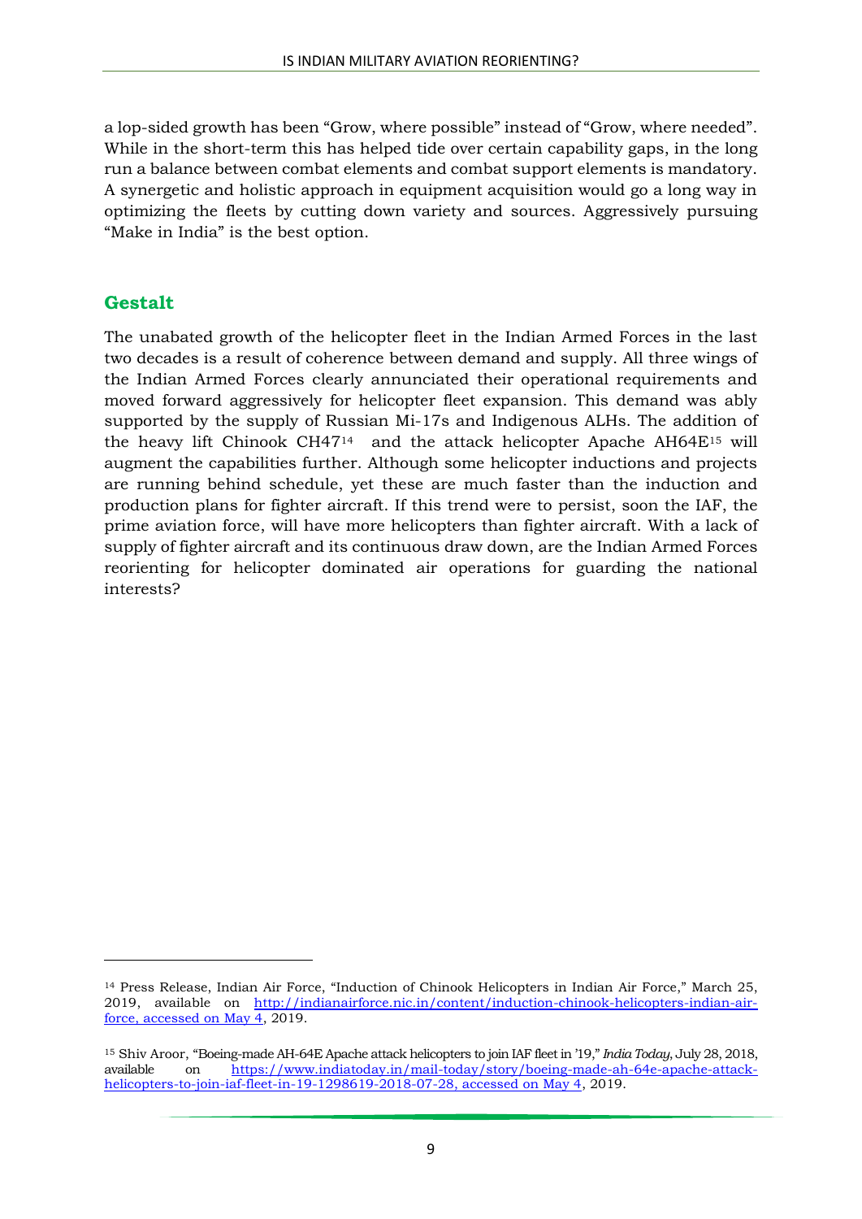a lop-sided growth has been "Grow, where possible" instead of "Grow, where needed". While in the short-term this has helped tide over certain capability gaps, in the long run a balance between combat elements and combat support elements is mandatory. A synergetic and holistic approach in equipment acquisition would go a long way in optimizing the fleets by cutting down variety and sources. Aggressively pursuing "Make in India" is the best option.

## Gestalt

The unabated growth of the helicopter fleet in the Indian Armed Forces in the last two decades is a result of coherence between demand and supply. All three wings of the Indian Armed Forces clearly annunciated their operational requirements and moved forward aggressively for helicopter fleet expansion. This demand was ably supported by the supply of Russian Mi-17s and Indigenous ALHs. The addition of the heavy lift Chinook CH47[14] and the attack helicopter Apache AH64E[15] will augment the capabilities further. Although some helicopter inductions and projects are running behind schedule, yet these are much faster than the induction and production plans for fighter aircraft. If this trend were to persist, soon the IAF, the prime aviation force, will have more helicopters than fighter aircraft. With a lack of supply of fighter aircraft and its continuous draw down, are the Indian Armed Forces reorienting for helicopter dominated air operations for guarding the national interests?

---

[14] Press Release, Indian Air Force, "Induction of Chinook Helicopters in Indian Air Force," March 25, 2019, available on http://indianairforce.nic.in/content/induction-chinook-helicopters-indian-air-force, accessed on May 4, 2019.

[15] Shiv Aroor, "Boeing-made AH-64E Apache attack helicopters to join IAF fleet in '19," *India Today*, July 28, 2018, available on https://www.indiatoday.in/mail-today/story/boeing-made-ah-64e-apache-attack-helicopters-to-join-iaf-fleet-in-19-1298619-2018-07-28, accessed on May 4, 2019.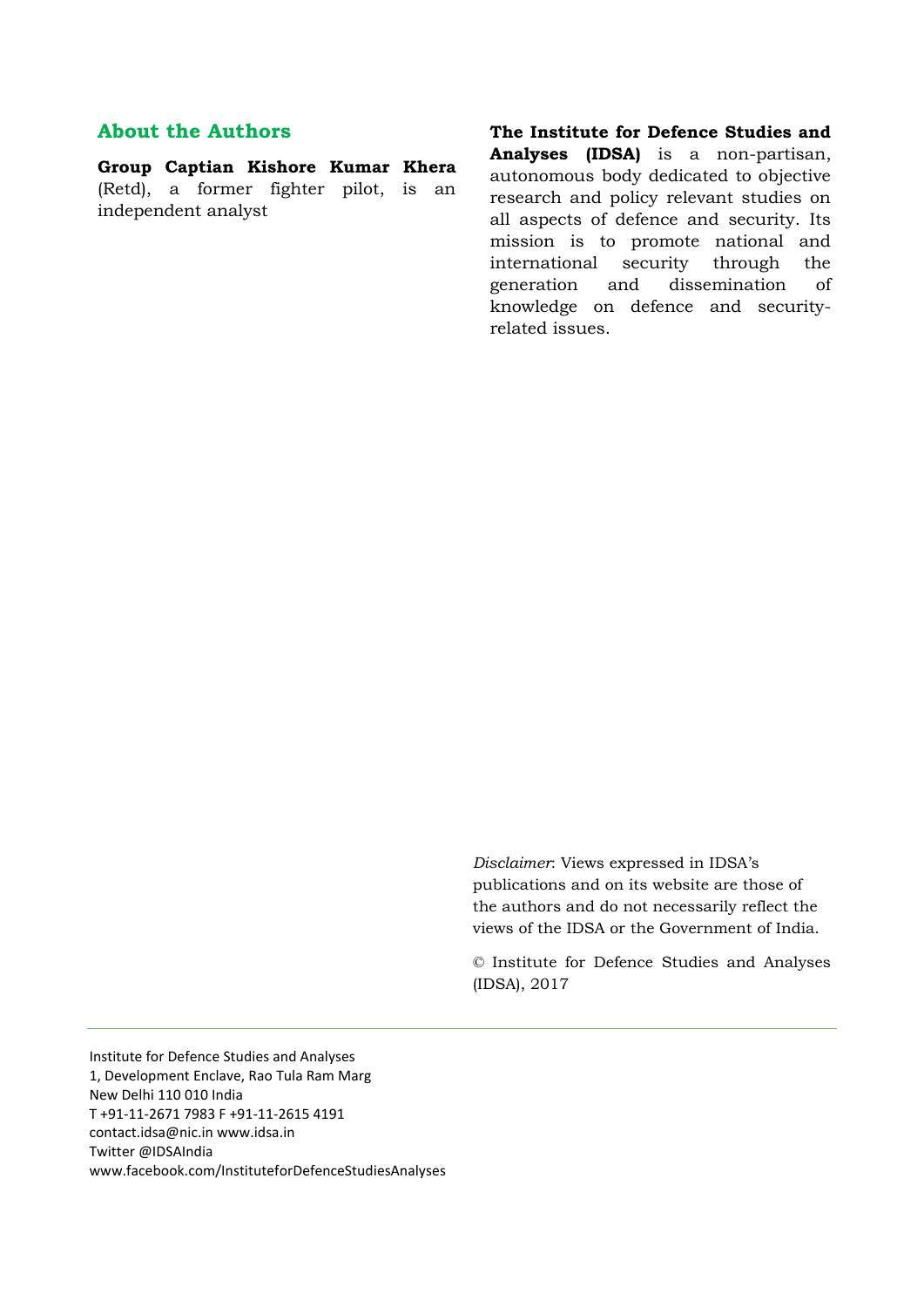## About the Authors

**Group Captian Kishore Kumar Khera** (Retd), a former fighter pilot, is an independent analyst

**The Institute for Defence Studies and Analyses (IDSA)** is a non-partisan, autonomous body dedicated to objective research and policy relevant studies on all aspects of defence and security. Its mission is to promote national and international security through the generation and dissemination of knowledge on defence and security-related issues.

*Disclaimer*: Views expressed in IDSA's publications and on its website are those of the authors and do not necessarily reflect the views of the IDSA or the Government of India.

© Institute for Defence Studies and Analyses (IDSA), 2017

Institute for Defence Studies and Analyses
1, Development Enclave, Rao Tula Ram Marg
New Delhi 110 010 India
T +91-11-2671 7983 F +91-11-2615 4191
contact.idsa@nic.in www.idsa.in
Twitter @IDSAIndia
www.facebook.com/InstituteforDefenceStudiesAnalyses